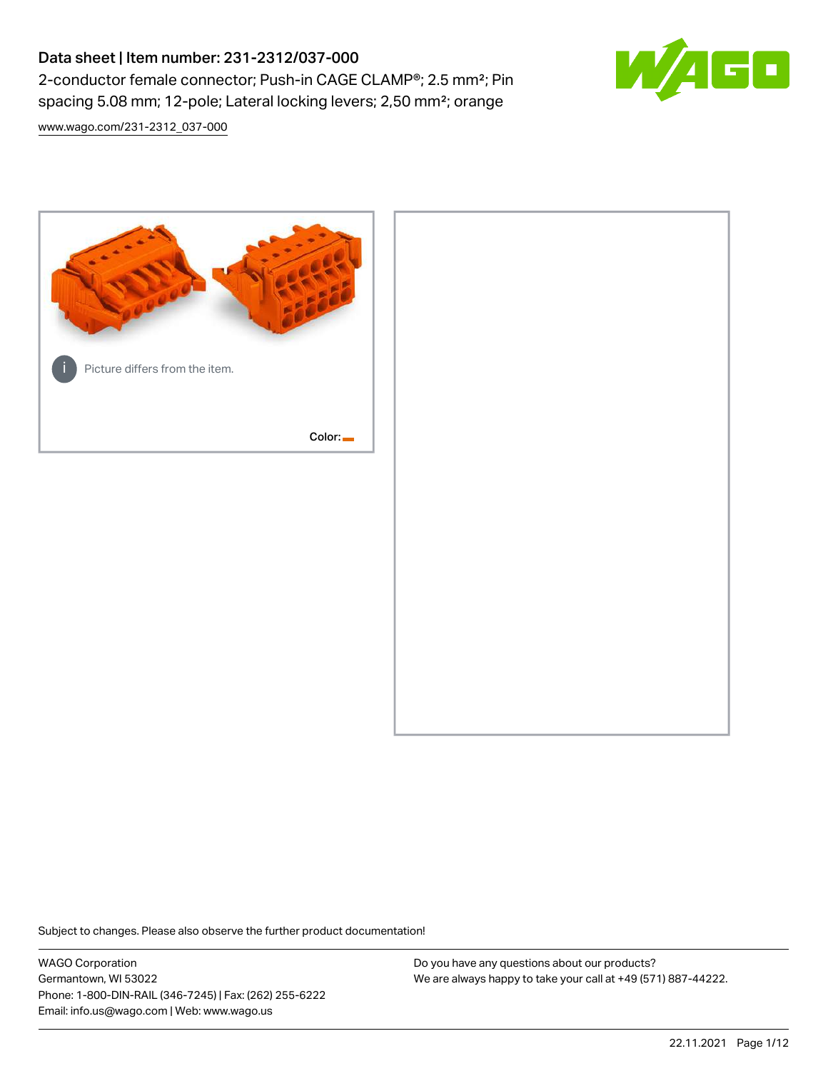# Data sheet | Item number: 231-2312/037-000

2-conductor female connector; Push-in CAGE CLAMP®; 2.5 mm²; Pin spacing 5.08 mm; 12-pole; Lateral locking levers; 2,50 mm²; orange

www.wago.com/231-2312_037-000

Picture differs from the item.

Color:

Subject to changes. Please also observe the further product documentation!

WAGO Corporation
Germantown, WI 53022
Phone: 1-800-DIN-RAIL (346-7245) | Fax: (262) 255-6222
Email: info.us@wago.com | Web: www.wago.us

Do you have any questions about our products?
We are always happy to take your call at +49 (571) 887-44222.

22.11.2021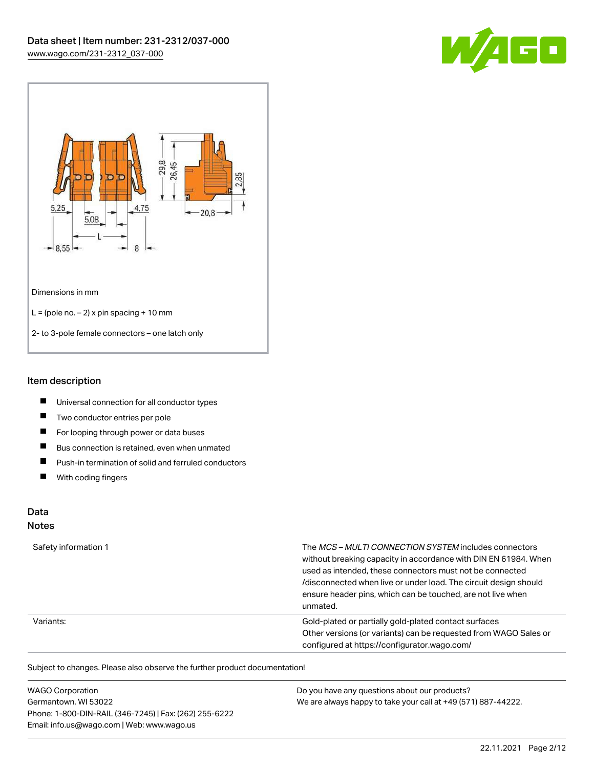Dimensions in mm

L = (pole no. – 2) x pin spacing + 10 mm

2- to 3-pole female connectors – one latch only

## Item description

- Universal connection for all conductor types
- Two conductor entries per pole
- For looping through power or data buses
- Bus connection is retained, even when unmated
- Push-in termination of solid and ferruled conductors
- With coding fingers

## Data

### Notes

| | |
|---|---|
| Safety information 1 | The *MCS – MULTI CONNECTION SYSTEM* includes connectors without breaking capacity in accordance with DIN EN 61984. When used as intended, these connectors must not be connected /disconnected when live or under load. The circuit design should ensure header pins, which can be touched, are not live when unmated. |
| Variants: | Gold-plated or partially gold-plated contact surfaces<br>Other versions (or variants) can be requested from WAGO Sales or configured at https://configurator.wago.com/ |

Subject to changes. Please also observe the further product documentation!

WAGO Corporation
Germantown, WI 53022
Phone: 1-800-DIN-RAIL (346-7245) | Fax: (262) 255-6222
Email: info.us@wago.com | Web: www.wago.us

Do you have any questions about our products?
We are always happy to take your call at +49 (571) 887-44222.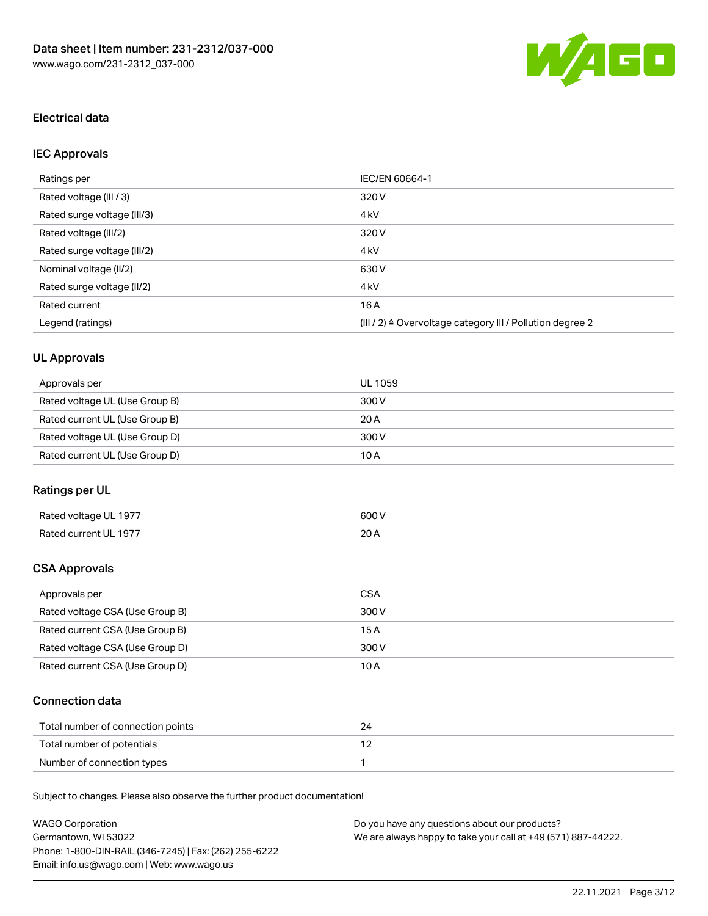## Electrical data

### IEC Approvals

| Ratings per | IEC/EN 60664-1 |
| --- | --- |
| Rated voltage (III / 3) | 320 V |
| Rated surge voltage (III/3) | 4 kV |
| Rated voltage (III/2) | 320 V |
| Rated surge voltage (III/2) | 4 kV |
| Nominal voltage (II/2) | 630 V |
| Rated surge voltage (II/2) | 4 kV |
| Rated current | 16 A |
| Legend (ratings) | (III / 2) ≙ Overvoltage category III / Pollution degree 2 |

### UL Approvals

| Approvals per | UL 1059 |
| --- | --- |
| Rated voltage UL (Use Group B) | 300 V |
| Rated current UL (Use Group B) | 20 A |
| Rated voltage UL (Use Group D) | 300 V |
| Rated current UL (Use Group D) | 10 A |

### Ratings per UL

| Rated voltage UL 1977 | 600 V |
| --- | --- |
| Rated current UL 1977 | 20 A |

### CSA Approvals

| Approvals per | CSA |
| --- | --- |
| Rated voltage CSA (Use Group B) | 300 V |
| Rated current CSA (Use Group B) | 15 A |
| Rated voltage CSA (Use Group D) | 300 V |
| Rated current CSA (Use Group D) | 10 A |

### Connection data

| Total number of connection points | 24 |
| --- | --- |
| Total number of potentials | 12 |
| Number of connection types | 1 |

Subject to changes. Please also observe the further product documentation!

WAGO Corporation
Germantown, WI 53022
Phone: 1-800-DIN-RAIL (346-7245) | Fax: (262) 255-6222
Email: info.us@wago.com | Web: www.wago.us

Do you have any questions about our products?
We are always happy to take your call at +49 (571) 887-44222.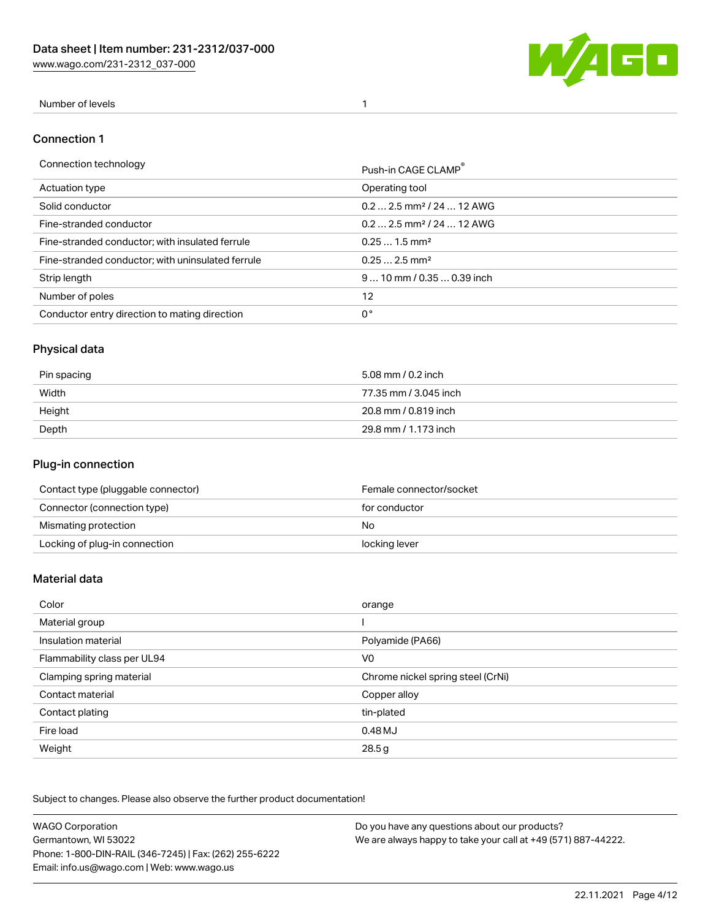| Number of levels | 1 |
| --- | --- |

## Connection 1

| Connection technology | Push-in CAGE CLAMP® |
| --- | --- |
| Actuation type | Operating tool |
| Solid conductor | 0.2 … 2.5 mm² / 24 … 12 AWG |
| Fine-stranded conductor | 0.2 … 2.5 mm² / 24 … 12 AWG |
| Fine-stranded conductor; with insulated ferrule | 0.25 … 1.5 mm² |
| Fine-stranded conductor; with uninsulated ferrule | 0.25 … 2.5 mm² |
| Strip length | 9 … 10 mm / 0.35 … 0.39 inch |
| Number of poles | 12 |
| Conductor entry direction to mating direction | 0 ° |

## Physical data

| Pin spacing | 5.08 mm / 0.2 inch |
| --- | --- |
| Width | 77.35 mm / 3.045 inch |
| Height | 20.8 mm / 0.819 inch |
| Depth | 29.8 mm / 1.173 inch |

## Plug-in connection

| Contact type (pluggable connector) | Female connector/socket |
| --- | --- |
| Connector (connection type) | for conductor |
| Mismating protection | No |
| Locking of plug-in connection | locking lever |

## Material data

| Color | orange |
| --- | --- |
| Material group | I |
| Insulation material | Polyamide (PA66) |
| Flammability class per UL94 | V0 |
| Clamping spring material | Chrome nickel spring steel (CrNi) |
| Contact material | Copper alloy |
| Contact plating | tin-plated |
| Fire load | 0.48 MJ |
| Weight | 28.5 g |

Subject to changes. Please also observe the further product documentation!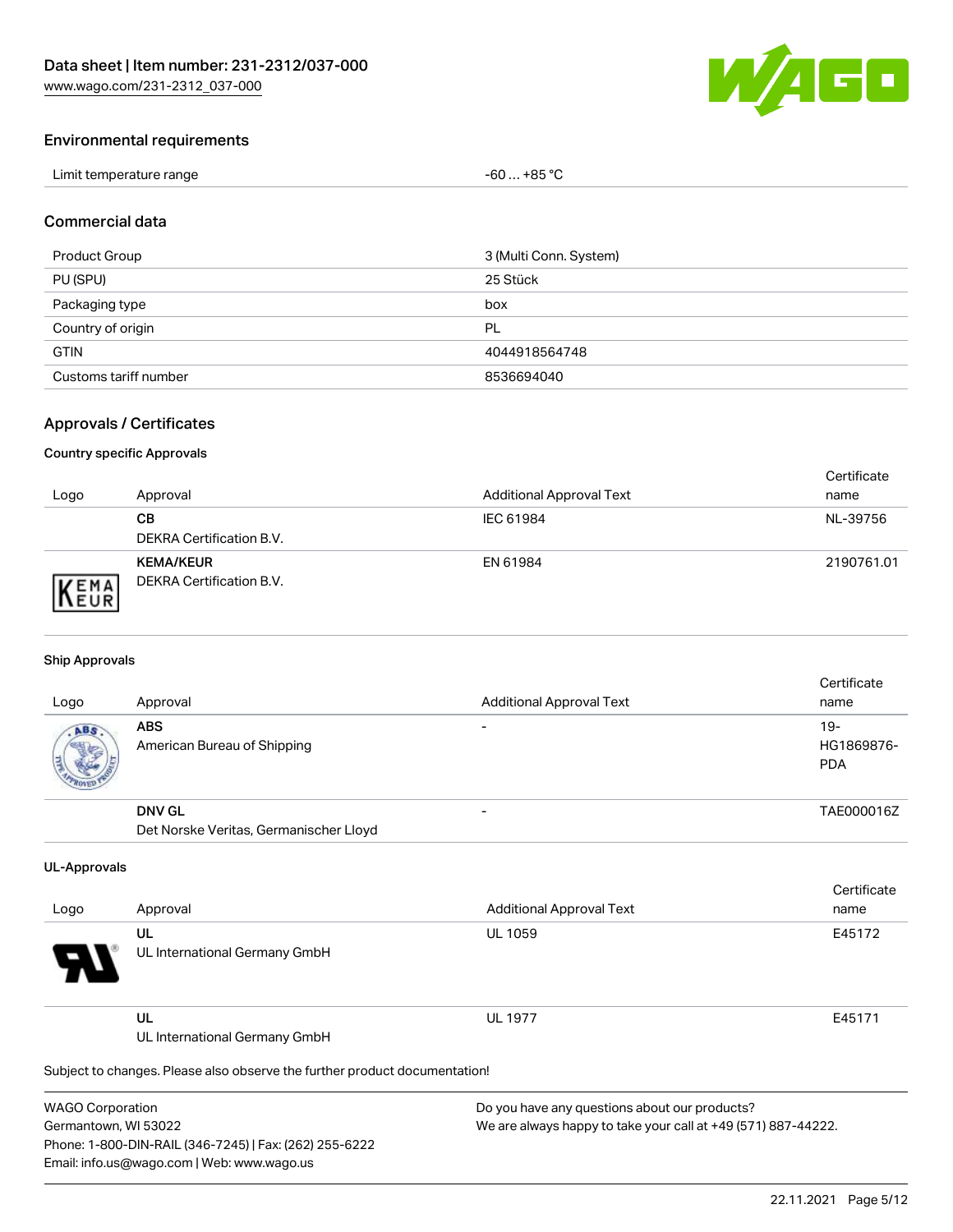### Environmental requirements

| Limit temperature range | -60 … +85 °C |
|---|---|

### Commercial data

| Product Group | 3 (Multi Conn. System) |
|---|---|
| PU (SPU) | 25 Stück |
| Packaging type | box |
| Country of origin | PL |
| GTIN | 4044918564748 |
| Customs tariff number | 8536694040 |

### Approvals / Certificates

#### Country specific Approvals

| Logo | Approval | Additional Approval Text | Certificate name |
|---|---|---|---|
| | **CB** DEKRA Certification B.V. | IEC 61984 | NL-39756 |
| | **KEMA/KEUR** DEKRA Certification B.V. | EN 61984 | 2190761.01 |

#### Ship Approvals

| Logo | Approval | Additional Approval Text | Certificate name |
|---|---|---|---|
| | **ABS** American Bureau of Shipping | - | 19-HG1869876-PDA |
| | **DNV GL** Det Norske Veritas, Germanischer Lloyd | - | TAE000016Z |

#### UL-Approvals

| Logo | Approval | Additional Approval Text | Certificate name |
|---|---|---|---|
| | **UL** UL International Germany GmbH | UL 1059 | E45172 |
| | **UL** UL International Germany GmbH | UL 1977 | E45171 |

Subject to changes. Please also observe the further product documentation!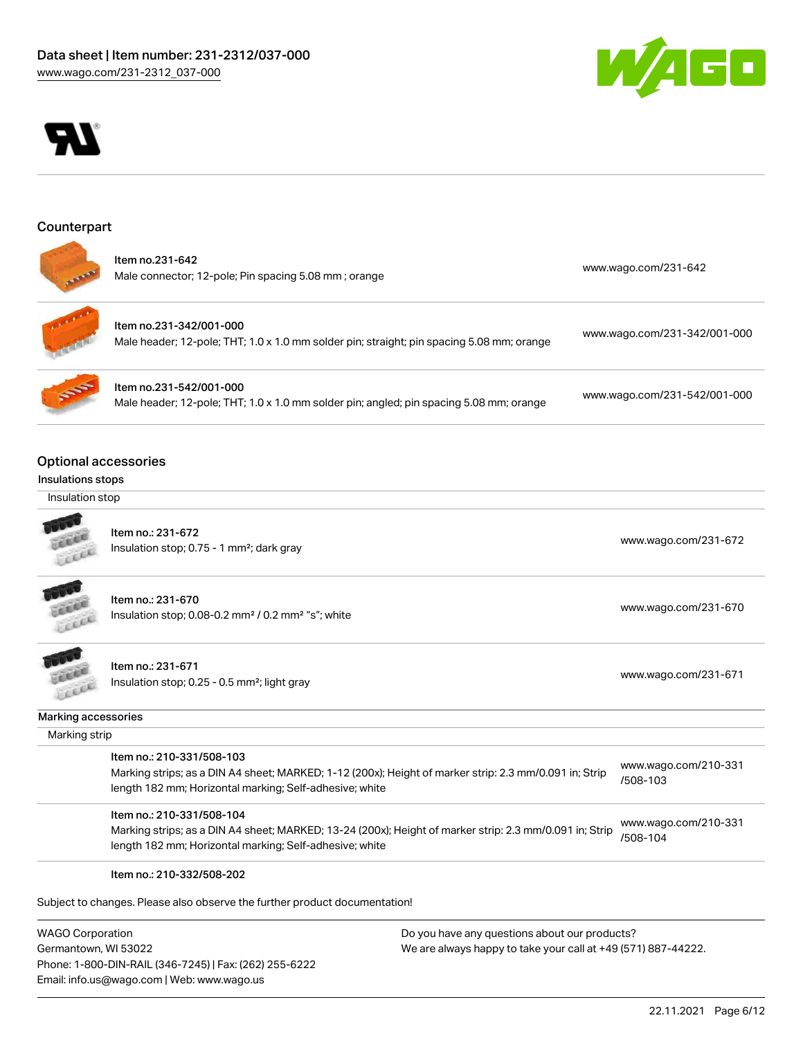## Counterpart

| | | |
|---|---|---|
| Item no.231-642<br>Male connector; 12-pole; Pin spacing 5.08 mm ; orange | www.wago.com/231-642 |
| Item no.231-342/001-000<br>Male header; 12-pole; THT; 1.0 x 1.0 mm solder pin; straight; pin spacing 5.08 mm; orange | www.wago.com/231-342/001-000 |
| Item no.231-542/001-000<br>Male header; 12-pole; THT; 1.0 x 1.0 mm solder pin; angled; pin spacing 5.08 mm; orange | www.wago.com/231-542/001-000 |

## Optional accessories

### Insulations stops

Insulation stop

| | |
|---|---|
| Item no.: 231-672<br>Insulation stop; 0.75 - 1 mm²; dark gray | www.wago.com/231-672 |
| Item no.: 231-670<br>Insulation stop; 0.08-0.2 mm² / 0.2 mm² "s"; white | www.wago.com/231-670 |
| Item no.: 231-671<br>Insulation stop; 0.25 - 0.5 mm²; light gray | www.wago.com/231-671 |

### Marking accessories

Marking strip

| | |
|---|---|
| Item no.: 210-331/508-103<br>Marking strips; as a DIN A4 sheet; MARKED; 1-12 (200x); Height of marker strip: 2.3 mm/0.091 in; Strip length 182 mm; Horizontal marking; Self-adhesive; white | www.wago.com/210-331/508-103 |
| Item no.: 210-331/508-104<br>Marking strips; as a DIN A4 sheet; MARKED; 13-24 (200x); Height of marker strip: 2.3 mm/0.091 in; Strip length 182 mm; Horizontal marking; Self-adhesive; white | www.wago.com/210-331/508-104 |
| Item no.: 210-332/508-202 | |

Subject to changes. Please also observe the further product documentation!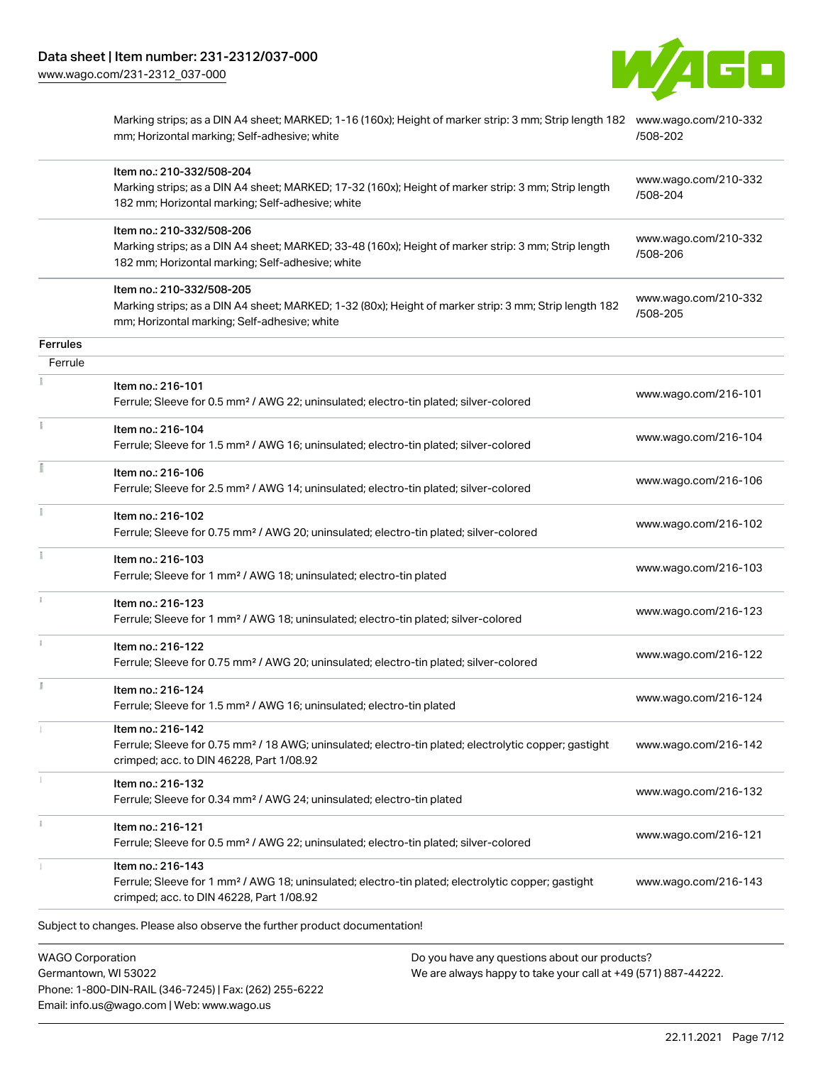| | | |
|---|---|---|
| | Marking strips; as a DIN A4 sheet; MARKED; 1-16 (160x); Height of marker strip: 3 mm; Strip length 182 mm; Horizontal marking; Self-adhesive; white | www.wago.com/210-332/508-202 |
| | Item no.: 210-332/508-204<br>Marking strips; as a DIN A4 sheet; MARKED; 17-32 (160x); Height of marker strip: 3 mm; Strip length 182 mm; Horizontal marking; Self-adhesive; white | www.wago.com/210-332/508-204 |
| | Item no.: 210-332/508-206<br>Marking strips; as a DIN A4 sheet; MARKED; 33-48 (160x); Height of marker strip: 3 mm; Strip length 182 mm; Horizontal marking; Self-adhesive; white | www.wago.com/210-332/508-206 |
| | Item no.: 210-332/508-205<br>Marking strips; as a DIN A4 sheet; MARKED; 1-32 (80x); Height of marker strip: 3 mm; Strip length 182 mm; Horizontal marking; Self-adhesive; white | www.wago.com/210-332/508-205 |
| **Ferrules** | | |
| Ferrule | | |
| | Item no.: 216-101<br>Ferrule; Sleeve for 0.5 mm² / AWG 22; uninsulated; electro-tin plated; silver-colored | www.wago.com/216-101 |
| | Item no.: 216-104<br>Ferrule; Sleeve for 1.5 mm² / AWG 16; uninsulated; electro-tin plated; silver-colored | www.wago.com/216-104 |
| | Item no.: 216-106<br>Ferrule; Sleeve for 2.5 mm² / AWG 14; uninsulated; electro-tin plated; silver-colored | www.wago.com/216-106 |
| | Item no.: 216-102<br>Ferrule; Sleeve for 0.75 mm² / AWG 20; uninsulated; electro-tin plated; silver-colored | www.wago.com/216-102 |
| | Item no.: 216-103<br>Ferrule; Sleeve for 1 mm² / AWG 18; uninsulated; electro-tin plated | www.wago.com/216-103 |
| | Item no.: 216-123<br>Ferrule; Sleeve for 1 mm² / AWG 18; uninsulated; electro-tin plated; silver-colored | www.wago.com/216-123 |
| | Item no.: 216-122<br>Ferrule; Sleeve for 0.75 mm² / AWG 20; uninsulated; electro-tin plated; silver-colored | www.wago.com/216-122 |
| | Item no.: 216-124<br>Ferrule; Sleeve for 1.5 mm² / AWG 16; uninsulated; electro-tin plated | www.wago.com/216-124 |
| | Item no.: 216-142<br>Ferrule; Sleeve for 0.75 mm² / 18 AWG; uninsulated; electro-tin plated; electrolytic copper; gastight crimped; acc. to DIN 46228, Part 1/08.92 | www.wago.com/216-142 |
| | Item no.: 216-132<br>Ferrule; Sleeve for 0.34 mm² / AWG 24; uninsulated; electro-tin plated | www.wago.com/216-132 |
| | Item no.: 216-121<br>Ferrule; Sleeve for 0.5 mm² / AWG 22; uninsulated; electro-tin plated; silver-colored | www.wago.com/216-121 |
| | Item no.: 216-143<br>Ferrule; Sleeve for 1 mm² / AWG 18; uninsulated; electro-tin plated; electrolytic copper; gastight crimped; acc. to DIN 46228, Part 1/08.92 | www.wago.com/216-143 |

Subject to changes. Please also observe the further product documentation!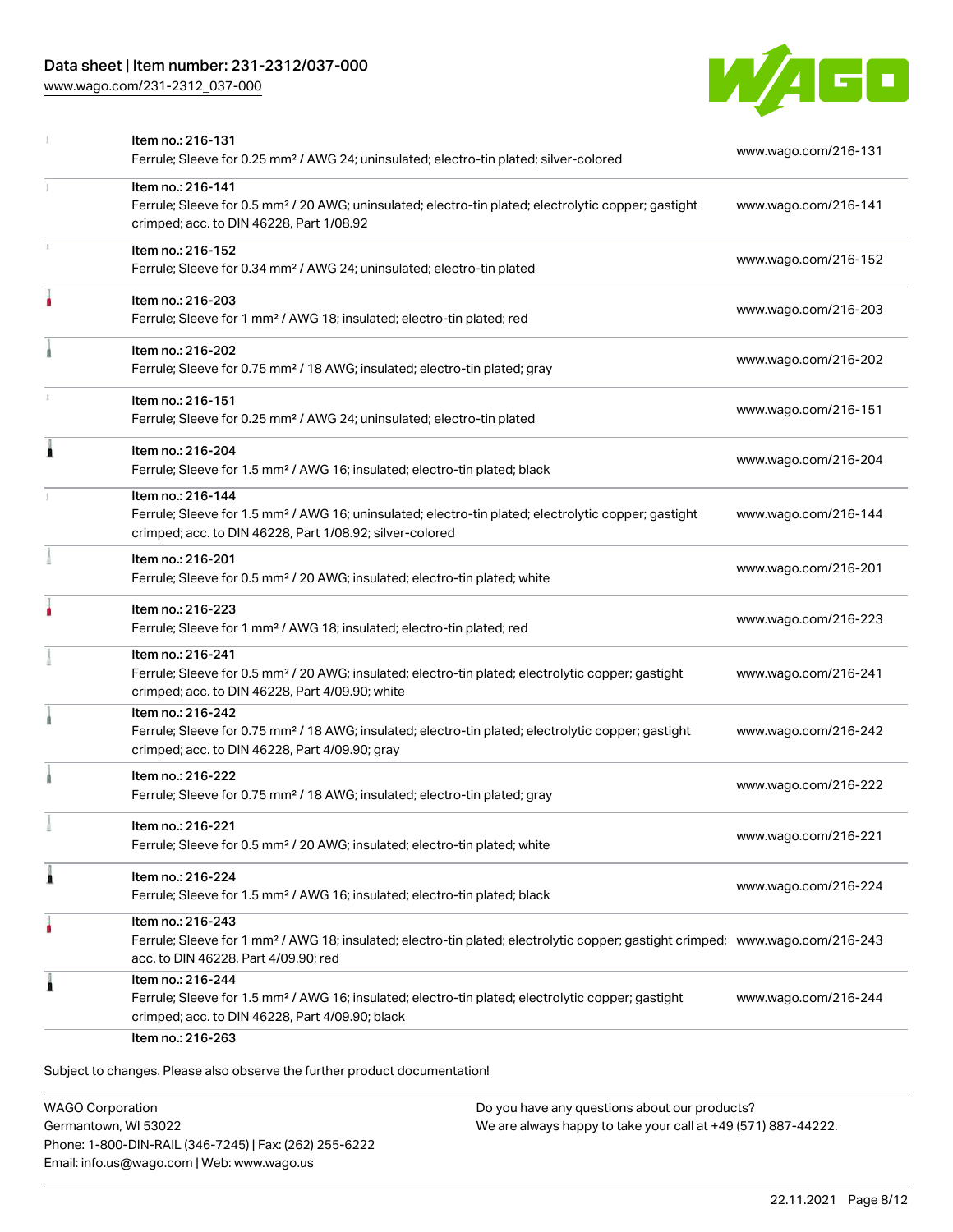| | | |
|---|---|---|
| | Item no.: 216-131<br>Ferrule; Sleeve for 0.25 mm² / AWG 24; uninsulated; electro-tin plated; silver-colored | www.wago.com/216-131 |
| | Item no.: 216-141<br>Ferrule; Sleeve for 0.5 mm² / 20 AWG; uninsulated; electro-tin plated; electrolytic copper; gastight crimped; acc. to DIN 46228, Part 1/08.92 | www.wago.com/216-141 |
| | Item no.: 216-152<br>Ferrule; Sleeve for 0.34 mm² / AWG 24; uninsulated; electro-tin plated | www.wago.com/216-152 |
| | Item no.: 216-203<br>Ferrule; Sleeve for 1 mm² / AWG 18; insulated; electro-tin plated; red | www.wago.com/216-203 |
| | Item no.: 216-202<br>Ferrule; Sleeve for 0.75 mm² / 18 AWG; insulated; electro-tin plated; gray | www.wago.com/216-202 |
| | Item no.: 216-151<br>Ferrule; Sleeve for 0.25 mm² / AWG 24; uninsulated; electro-tin plated | www.wago.com/216-151 |
| | Item no.: 216-204<br>Ferrule; Sleeve for 1.5 mm² / AWG 16; insulated; electro-tin plated; black | www.wago.com/216-204 |
| | Item no.: 216-144<br>Ferrule; Sleeve for 1.5 mm² / AWG 16; uninsulated; electro-tin plated; electrolytic copper; gastight crimped; acc. to DIN 46228, Part 1/08.92; silver-colored | www.wago.com/216-144 |
| | Item no.: 216-201<br>Ferrule; Sleeve for 0.5 mm² / 20 AWG; insulated; electro-tin plated; white | www.wago.com/216-201 |
| | Item no.: 216-223<br>Ferrule; Sleeve for 1 mm² / AWG 18; insulated; electro-tin plated; red | www.wago.com/216-223 |
| | Item no.: 216-241<br>Ferrule; Sleeve for 0.5 mm² / 20 AWG; insulated; electro-tin plated; electrolytic copper; gastight crimped; acc. to DIN 46228, Part 4/09.90; white | www.wago.com/216-241 |
| | Item no.: 216-242<br>Ferrule; Sleeve for 0.75 mm² / 18 AWG; insulated; electro-tin plated; electrolytic copper; gastight crimped; acc. to DIN 46228, Part 4/09.90; gray | www.wago.com/216-242 |
| | Item no.: 216-222<br>Ferrule; Sleeve for 0.75 mm² / 18 AWG; insulated; electro-tin plated; gray | www.wago.com/216-222 |
| | Item no.: 216-221<br>Ferrule; Sleeve for 0.5 mm² / 20 AWG; insulated; electro-tin plated; white | www.wago.com/216-221 |
| | Item no.: 216-224<br>Ferrule; Sleeve for 1.5 mm² / AWG 16; insulated; electro-tin plated; black | www.wago.com/216-224 |
| | Item no.: 216-243<br>Ferrule; Sleeve for 1 mm² / AWG 18; insulated; electro-tin plated; electrolytic copper; gastight crimped; acc. to DIN 46228, Part 4/09.90; red | www.wago.com/216-243 |
| | Item no.: 216-244<br>Ferrule; Sleeve for 1.5 mm² / AWG 16; insulated; electro-tin plated; electrolytic copper; gastight crimped; acc. to DIN 46228, Part 4/09.90; black | www.wago.com/216-244 |
| | Item no.: 216-263 | |

Subject to changes. Please also observe the further product documentation!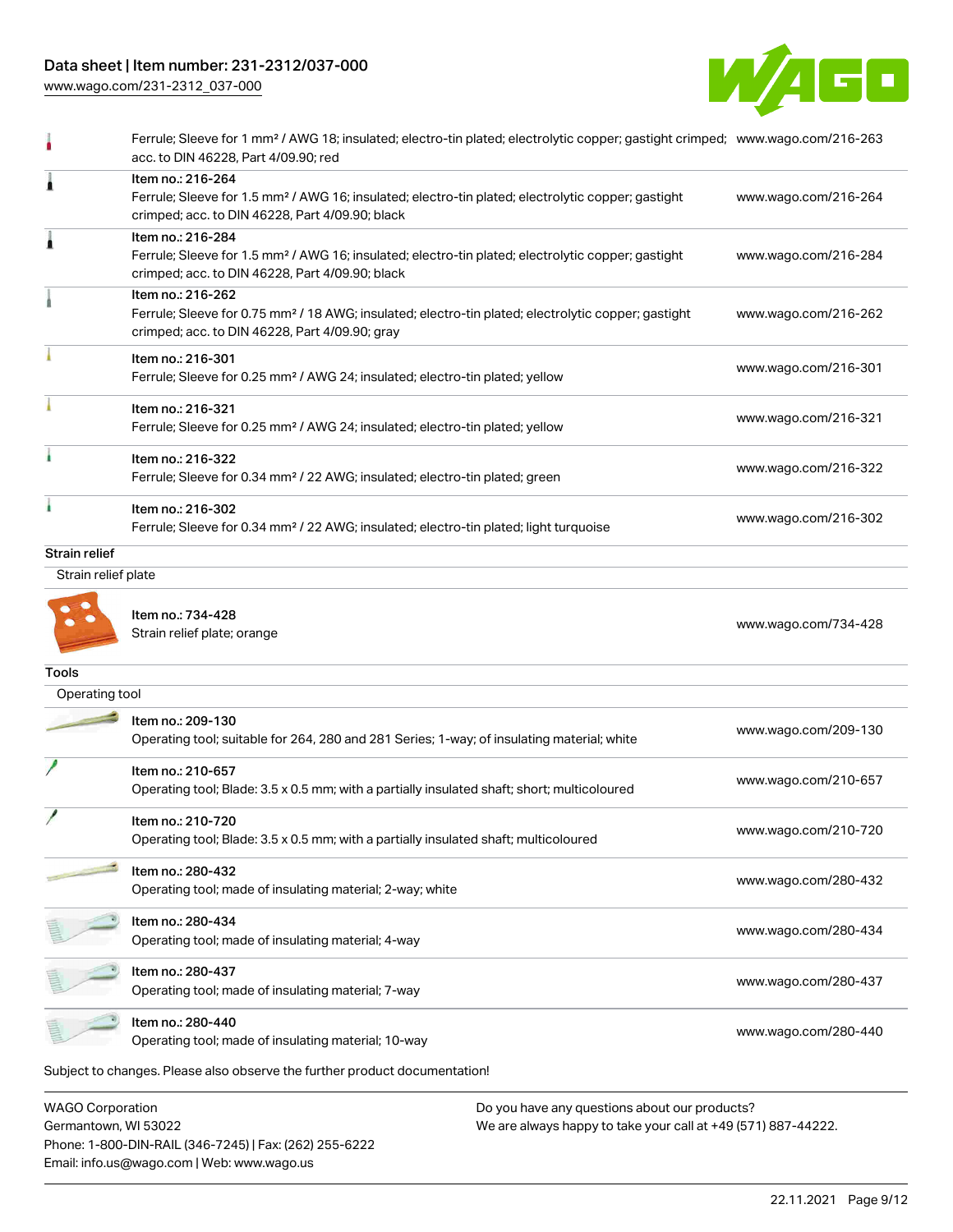| | | |
|---|---|---|
| | Ferrule; Sleeve for 1 mm² / AWG 18; insulated; electro-tin plated; electrolytic copper; gastight crimped; acc. to DIN 46228, Part 4/09.90; red | www.wago.com/216-263 |
| | Item no.: 216-264<br>Ferrule; Sleeve for 1.5 mm² / AWG 16; insulated; electro-tin plated; electrolytic copper; gastight crimped; acc. to DIN 46228, Part 4/09.90; black | www.wago.com/216-264 |
| | Item no.: 216-284<br>Ferrule; Sleeve for 1.5 mm² / AWG 16; insulated; electro-tin plated; electrolytic copper; gastight crimped; acc. to DIN 46228, Part 4/09.90; black | www.wago.com/216-284 |
| | Item no.: 216-262<br>Ferrule; Sleeve for 0.75 mm² / 18 AWG; insulated; electro-tin plated; electrolytic copper; gastight crimped; acc. to DIN 46228, Part 4/09.90; gray | www.wago.com/216-262 |
| | Item no.: 216-301<br>Ferrule; Sleeve for 0.25 mm² / AWG 24; insulated; electro-tin plated; yellow | www.wago.com/216-301 |
| | Item no.: 216-321<br>Ferrule; Sleeve for 0.25 mm² / AWG 24; insulated; electro-tin plated; yellow | www.wago.com/216-321 |
| | Item no.: 216-322<br>Ferrule; Sleeve for 0.34 mm² / 22 AWG; insulated; electro-tin plated; green | www.wago.com/216-322 |
| | Item no.: 216-302<br>Ferrule; Sleeve for 0.34 mm² / 22 AWG; insulated; electro-tin plated; light turquoise | www.wago.com/216-302 |

**Strain relief**

Strain relief plate

| | | |
|---|---|---|
| | Item no.: 734-428<br>Strain relief plate; orange | www.wago.com/734-428 |

**Tools**

Operating tool

| | | |
|---|---|---|
| | Item no.: 209-130<br>Operating tool; suitable for 264, 280 and 281 Series; 1-way; of insulating material; white | www.wago.com/209-130 |
| | Item no.: 210-657<br>Operating tool; Blade: 3.5 x 0.5 mm; with a partially insulated shaft; short; multicoloured | www.wago.com/210-657 |
| | Item no.: 210-720<br>Operating tool; Blade: 3.5 x 0.5 mm; with a partially insulated shaft; multicoloured | www.wago.com/210-720 |
| | Item no.: 280-432<br>Operating tool; made of insulating material; 2-way; white | www.wago.com/280-432 |
| | Item no.: 280-434<br>Operating tool; made of insulating material; 4-way | www.wago.com/280-434 |
| | Item no.: 280-437<br>Operating tool; made of insulating material; 7-way | www.wago.com/280-437 |
| | Item no.: 280-440<br>Operating tool; made of insulating material; 10-way | www.wago.com/280-440 |

Subject to changes. Please also observe the further product documentation!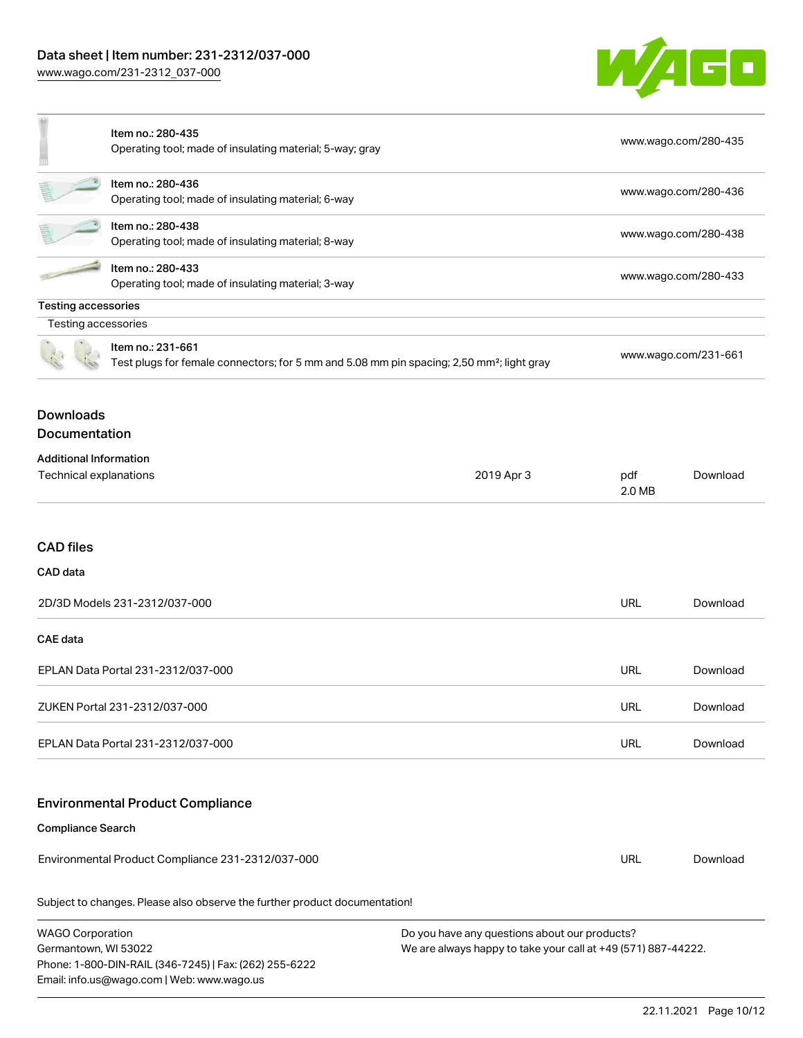| | | |
|---|---|---|
| | Item no.: 280-435<br>Operating tool; made of insulating material; 5-way; gray | www.wago.com/280-435 |
| | Item no.: 280-436<br>Operating tool; made of insulating material; 6-way | www.wago.com/280-436 |
| | Item no.: 280-438<br>Operating tool; made of insulating material; 8-way | www.wago.com/280-438 |
| | Item no.: 280-433<br>Operating tool; made of insulating material; 3-way | www.wago.com/280-433 |

**Testing accessories**

Testing accessories

| | | |
|---|---|---|
| | Item no.: 231-661<br>Test plugs for female connectors; for 5 mm and 5.08 mm pin spacing; 2,50 mm²; light gray | www.wago.com/231-661 |

## Downloads

## Documentation

**Additional Information**

| | | | |
|---|---|---|---|
| Technical explanations | 2019 Apr 3 | pdf<br>2.0 MB | Download |

## CAD files

**CAD data**

| | | |
|---|---|---|
| 2D/3D Models 231-2312/037-000 | URL | Download |

**CAE data**

| | | |
|---|---|---|
| EPLAN Data Portal 231-2312/037-000 | URL | Download |
| ZUKEN Portal 231-2312/037-000 | URL | Download |
| EPLAN Data Portal 231-2312/037-000 | URL | Download |

## Environmental Product Compliance

**Compliance Search**

| | | |
|---|---|---|
| Environmental Product Compliance 231-2312/037-000 | URL | Download |

Subject to changes. Please also observe the further product documentation!

WAGO Corporation
Germantown, WI 53022
Phone: 1-800-DIN-RAIL (346-7245) | Fax: (262) 255-6222
Email: info.us@wago.com | Web: www.wago.us

Do you have any questions about our products?
We are always happy to take your call at +49 (571) 887-44222.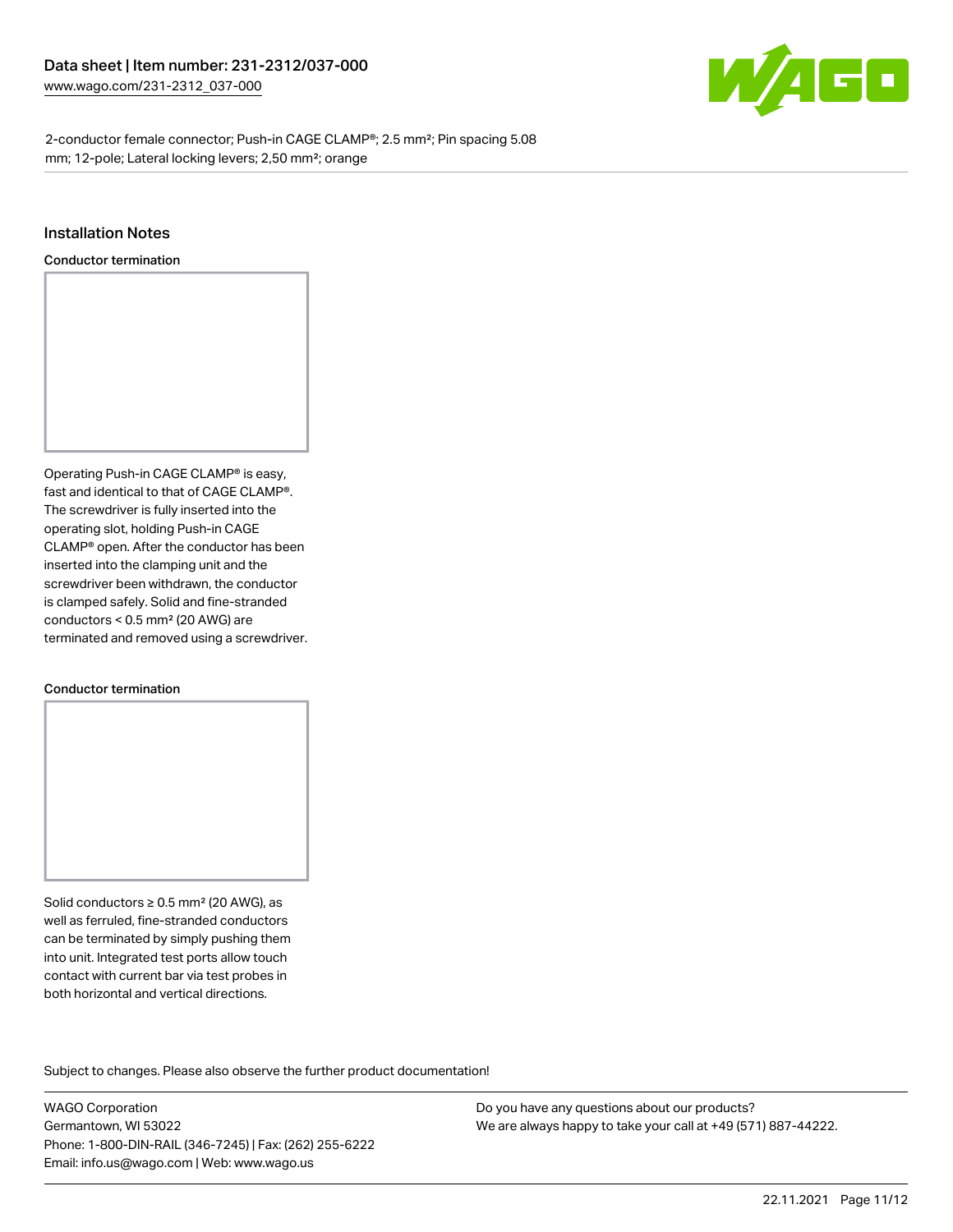## Installation Notes

### Conductor termination

Operating Push-in CAGE CLAMP® is easy, fast and identical to that of CAGE CLAMP®. The screwdriver is fully inserted into the operating slot, holding Push-in CAGE CLAMP® open. After the conductor has been inserted into the clamping unit and the screwdriver been withdrawn, the conductor is clamped safely. Solid and fine-stranded conductors < 0.5 mm² (20 AWG) are terminated and removed using a screwdriver.

### Conductor termination

Solid conductors ≥ 0.5 mm² (20 AWG), as well as ferruled, fine-stranded conductors can be terminated by simply pushing them into unit. Integrated test ports allow touch contact with current bar via test probes in both horizontal and vertical directions.

Subject to changes. Please also observe the further product documentation!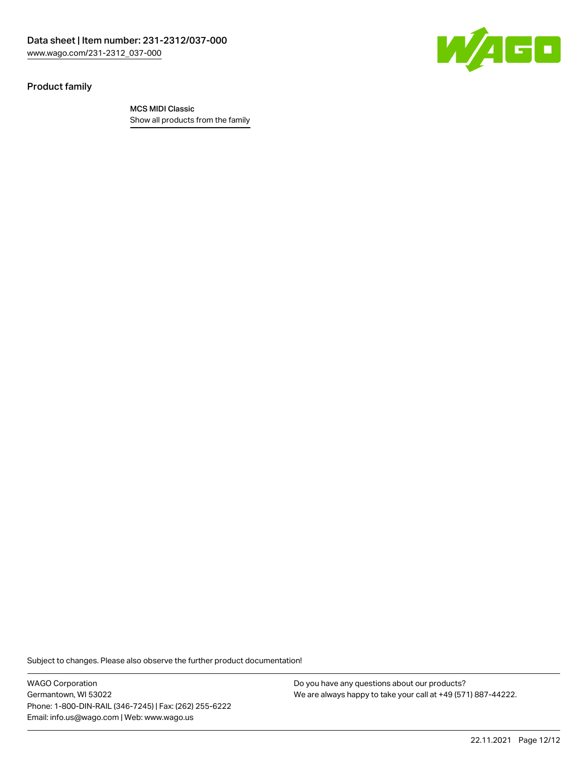## Product family

MCS MIDI Classic
Show all products from the family

Subject to changes. Please also observe the further product documentation!

WAGO Corporation
Germantown, WI 53022
Phone: 1-800-DIN-RAIL (346-7245) | Fax: (262) 255-6222
Email: info.us@wago.com | Web: www.wago.us

Do you have any questions about our products?
We are always happy to take your call at +49 (571) 887-44222.